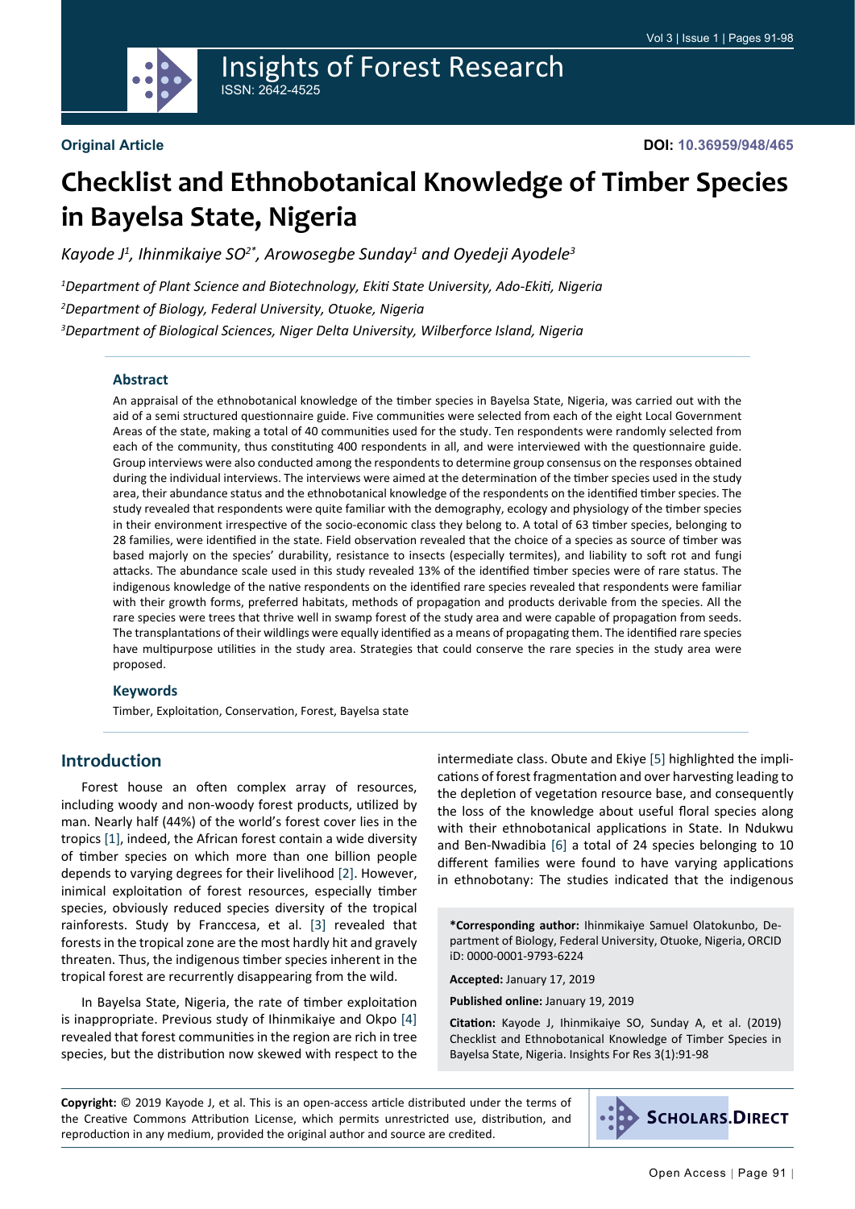Original Article

DOI: 10.36959/948/465

# Checklist and Ethnobotanical Knowledge of Timber Species in Bayelsa State, Nigeria

*Kayode J[1], Ihinmikaiye SO[2*], Arowosegbe Sunday[1] and Oyedeji Ayodele[3]*

*[1]Department of Plant Science and Biotechnology, Ekiti State University, Ado-Ekiti, Nigeria*

*[2]Department of Biology, Federal University, Otuoke, Nigeria*

*[3]Department of Biological Sciences, Niger Delta University, Wilberforce Island, Nigeria*

### Abstract

An appraisal of the ethnobotanical knowledge of the timber species in Bayelsa State, Nigeria, was carried out with the aid of a semi structured questionnaire guide. Five communities were selected from each of the eight Local Government Areas of the state, making a total of 40 communities used for the study. Ten respondents were randomly selected from each of the community, thus constituting 400 respondents in all, and were interviewed with the questionnaire guide. Group interviews were also conducted among the respondents to determine group consensus on the responses obtained during the individual interviews. The interviews were aimed at the determination of the timber species used in the study area, their abundance status and the ethnobotanical knowledge of the respondents on the identified timber species. The study revealed that respondents were quite familiar with the demography, ecology and physiology of the timber species in their environment irrespective of the socio-economic class they belong to. A total of 63 timber species, belonging to 28 families, were identified in the state. Field observation revealed that the choice of a species as source of timber was based majorly on the species' durability, resistance to insects (especially termites), and liability to soft rot and fungi attacks. The abundance scale used in this study revealed 13% of the identified timber species were of rare status. The indigenous knowledge of the native respondents on the identified rare species revealed that respondents were familiar with their growth forms, preferred habitats, methods of propagation and products derivable from the species. All the rare species were trees that thrive well in swamp forest of the study area and were capable of propagation from seeds. The transplantations of their wildlings were equally identified as a means of propagating them. The identified rare species have multipurpose utilities in the study area. Strategies that could conserve the rare species in the study area were proposed.

### Keywords

Timber, Exploitation, Conservation, Forest, Bayelsa state

## Introduction

Forest house an often complex array of resources, including woody and non-woody forest products, utilized by man. Nearly half (44%) of the world's forest cover lies in the tropics [1], indeed, the African forest contain a wide diversity of timber species on which more than one billion people depends to varying degrees for their livelihood [2]. However, inimical exploitation of forest resources, especially timber species, obviously reduced species diversity of the tropical rainforests. Study by Franccesa, et al. [3] revealed that forests in the tropical zone are the most hardly hit and gravely threaten. Thus, the indigenous timber species inherent in the tropical forest are recurrently disappearing from the wild.

In Bayelsa State, Nigeria, the rate of timber exploitation is inappropriate. Previous study of Ihinmikaiye and Okpo [4] revealed that forest communities in the region are rich in tree species, but the distribution now skewed with respect to the intermediate class. Obute and Ekiye [5] highlighted the implications of forest fragmentation and over harvesting leading to the depletion of vegetation resource base, and consequently the loss of the knowledge about useful floral species along with their ethnobotanical applications in State. In Ndukwu and Ben-Nwadibia [6] a total of 24 species belonging to 10 different families were found to have varying applications in ethnobotany: The studies indicated that the indigenous

**\*Corresponding author:** Ihinmikaiye Samuel Olatokunbo, Department of Biology, Federal University, Otuoke, Nigeria, ORCID iD: 0000-0001-9793-6224

**Accepted:** January 17, 2019

**Published online:** January 19, 2019

**Citation:** Kayode J, Ihinmikaiye SO, Sunday A, et al. (2019) Checklist and Ethnobotanical Knowledge of Timber Species in Bayelsa State, Nigeria. Insights For Res 3(1):91-98

**Copyright:** © 2019 Kayode J, et al. This is an open-access article distributed under the terms of the Creative Commons Attribution License, which permits unrestricted use, distribution, and reproduction in any medium, provided the original author and source are credited.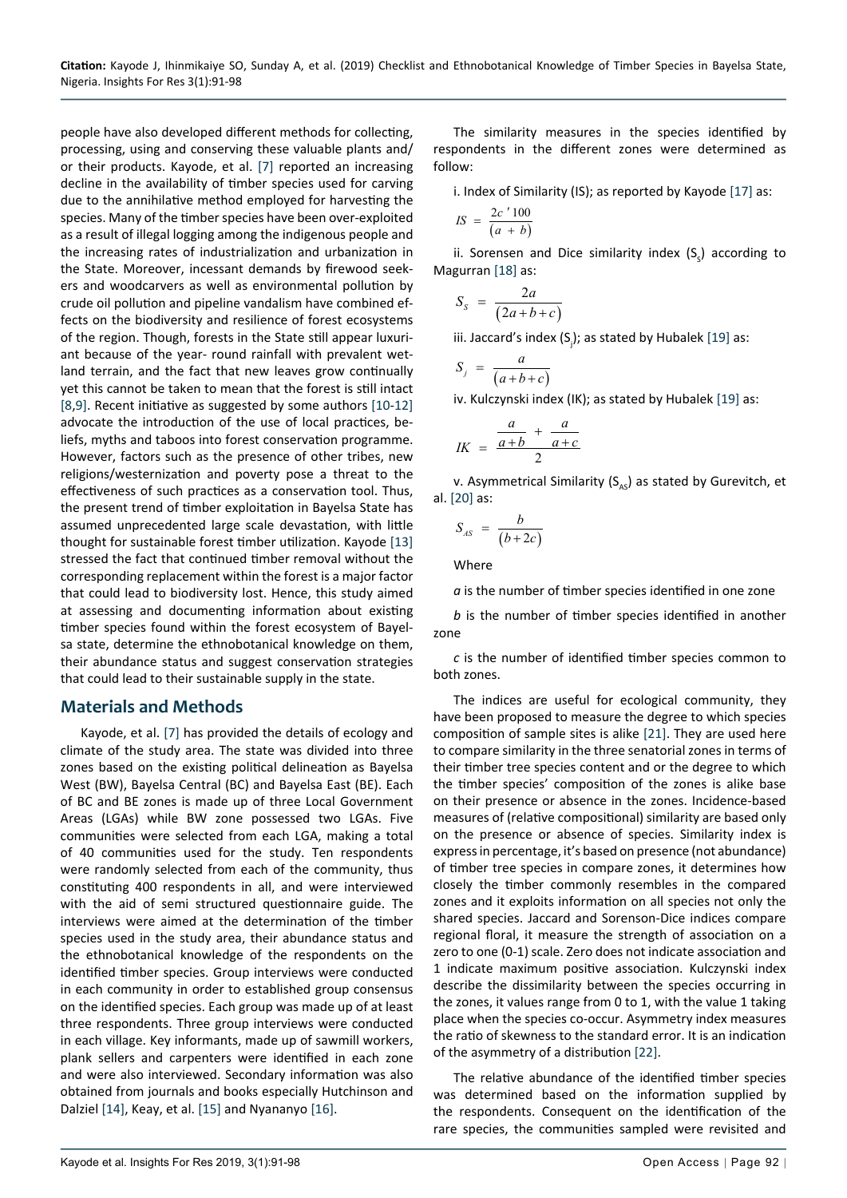people have also developed different methods for collecting, processing, using and conserving these valuable plants and/or their products. Kayode, et al. [7] reported an increasing decline in the availability of timber species used for carving due to the annihilative method employed for harvesting the species. Many of the timber species have been over-exploited as a result of illegal logging among the indigenous people and the increasing rates of industrialization and urbanization in the State. Moreover, incessant demands by firewood seekers and woodcarvers as well as environmental pollution by crude oil pollution and pipeline vandalism have combined effects on the biodiversity and resilience of forest ecosystems of the region. Though, forests in the State still appear luxuriant because of the year- round rainfall with prevalent wetland terrain, and the fact that new leaves grow continually yet this cannot be taken to mean that the forest is still intact [8,9]. Recent initiative as suggested by some authors [10-12] advocate the introduction of the use of local practices, beliefs, myths and taboos into forest conservation programme. However, factors such as the presence of other tribes, new religions/westernization and poverty pose a threat to the effectiveness of such practices as a conservation tool. Thus, the present trend of timber exploitation in Bayelsa State has assumed unprecedented large scale devastation, with little thought for sustainable forest timber utilization. Kayode [13] stressed the fact that continued timber removal without the corresponding replacement within the forest is a major factor that could lead to biodiversity lost. Hence, this study aimed at assessing and documenting information about existing timber species found within the forest ecosystem of Bayelsa state, determine the ethnobotanical knowledge on them, their abundance status and suggest conservation strategies that could lead to their sustainable supply in the state.

## Materials and Methods

Kayode, et al. [7] has provided the details of ecology and climate of the study area. The state was divided into three zones based on the existing political delineation as Bayelsa West (BW), Bayelsa Central (BC) and Bayelsa East (BE). Each of BC and BE zones is made up of three Local Government Areas (LGAs) while BW zone possessed two LGAs. Five communities were selected from each LGA, making a total of 40 communities used for the study. Ten respondents were randomly selected from each of the community, thus constituting 400 respondents in all, and were interviewed with the aid of semi structured questionnaire guide. The interviews were aimed at the determination of the timber species used in the study area, their abundance status and the ethnobotanical knowledge of the respondents on the identified timber species. Group interviews were conducted in each community in order to established group consensus on the identified species. Each group was made up of at least three respondents. Three group interviews were conducted in each village. Key informants, made up of sawmill workers, plank sellers and carpenters were identified in each zone and were also interviewed. Secondary information was also obtained from journals and books especially Hutchinson and Dalziel [14], Keay, et al. [15] and Nyananyo [16].

The similarity measures in the species identified by respondents in the different zones were determined as follow:

i. Index of Similarity (IS); as reported by Kayode [17] as:

$$IS = \frac{2c \,'\, 100}{(a + b)}$$

ii. Sorensen and Dice similarity index ($S_s$) according to Magurran [18] as:

$$S_S = \frac{2a}{(2a + b + c)}$$

iii. Jaccard's index ($S_j$); as stated by Hubalek [19] as:

$$S_j = \frac{a}{(a + b + c)}$$

iv. Kulczynski index (IK); as stated by Hubalek [19] as:

$$IK = \frac{\dfrac{a}{a+b} + \dfrac{a}{a+c}}{2}$$

v. Asymmetrical Similarity ($S_{AS}$) as stated by Gurevitch, et al. [20] as:

$$S_{AS} = \frac{b}{(b + 2c)}$$

Where

*a* is the number of timber species identified in one zone

*b* is the number of timber species identified in another zone

*c* is the number of identified timber species common to both zones.

The indices are useful for ecological community, they have been proposed to measure the degree to which species composition of sample sites is alike [21]. They are used here to compare similarity in the three senatorial zones in terms of their timber tree species content and or the degree to which the timber species' composition of the zones is alike base on their presence or absence in the zones. Incidence-based measures of (relative compositional) similarity are based only on the presence or absence of species. Similarity index is express in percentage, it's based on presence (not abundance) of timber tree species in compare zones, it determines how closely the timber commonly resembles in the compared zones and it exploits information on all species not only the shared species. Jaccard and Sorenson-Dice indices compare regional floral, it measure the strength of association on a zero to one (0-1) scale. Zero does not indicate association and 1 indicate maximum positive association. Kulczynski index describe the dissimilarity between the species occurring in the zones, it values range from 0 to 1, with the value 1 taking place when the species co-occur. Asymmetry index measures the ratio of skewness to the standard error. It is an indication of the asymmetry of a distribution [22].

The relative abundance of the identified timber species was determined based on the information supplied by the respondents. Consequent on the identification of the rare species, the communities sampled were revisited and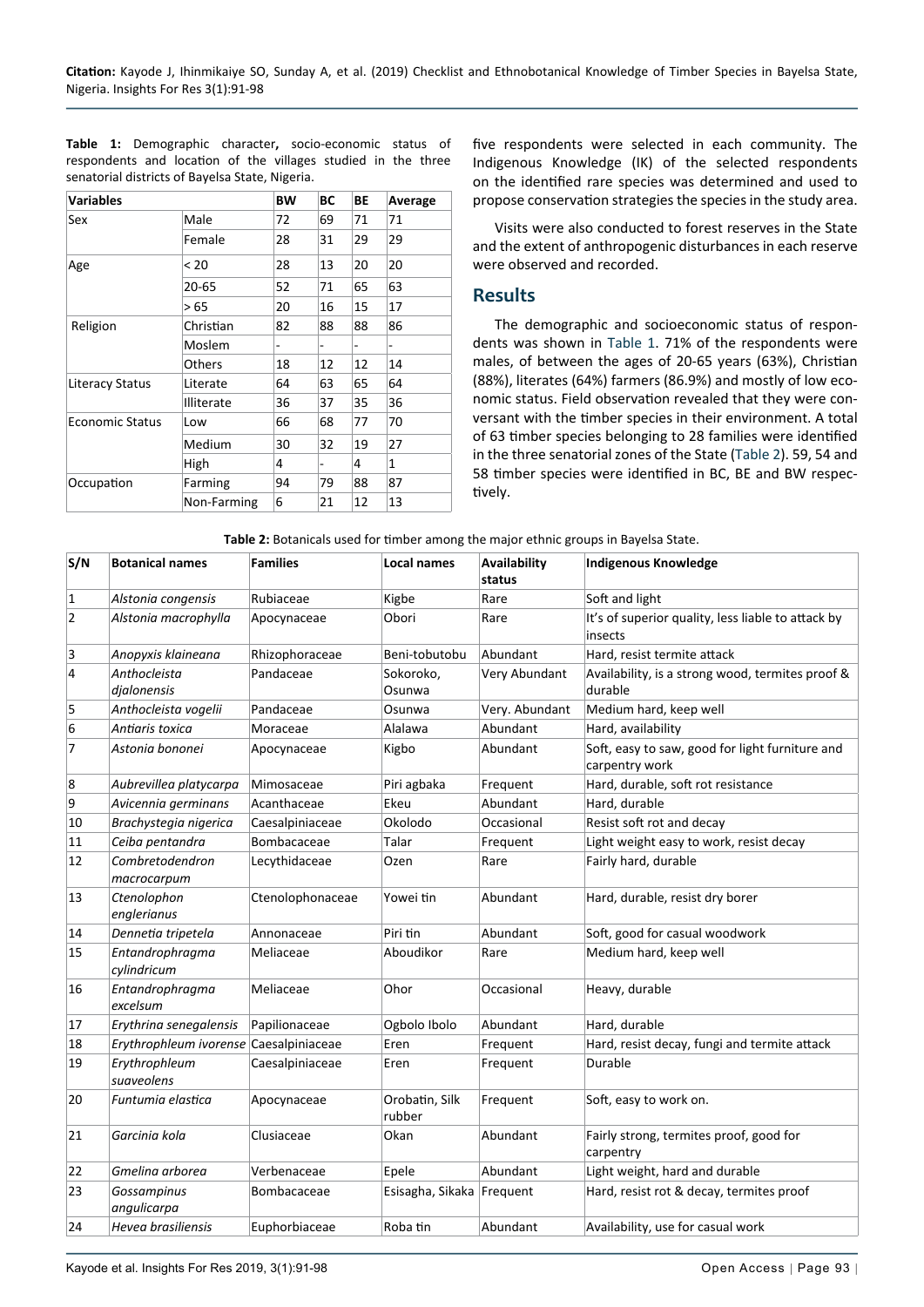**Table 1:** Demographic character, socio-economic status of respondents and location of the villages studied in the three senatorial districts of Bayelsa State, Nigeria.

| Variables | | BW | BC | BE | Average |
|---|---|---|---|---|---|
| Sex | Male | 72 | 69 | 71 | 71 |
| | Female | 28 | 31 | 29 | 29 |
| Age | < 20 | 28 | 13 | 20 | 20 |
| | 20-65 | 52 | 71 | 65 | 63 |
| | > 65 | 20 | 16 | 15 | 17 |
| Religion | Christian | 82 | 88 | 88 | 86 |
| | Moslem | - | - | - | - |
| | Others | 18 | 12 | 12 | 14 |
| Literacy Status | Literate | 64 | 63 | 65 | 64 |
| | Illiterate | 36 | 37 | 35 | 36 |
| Economic Status | Low | 66 | 68 | 77 | 70 |
| | Medium | 30 | 32 | 19 | 27 |
| | High | 4 | - | 4 | 1 |
| Occupation | Farming | 94 | 79 | 88 | 87 |
| | Non-Farming | 6 | 21 | 12 | 13 |

five respondents were selected in each community. The Indigenous Knowledge (IK) of the selected respondents on the identified rare species was determined and used to propose conservation strategies the species in the study area.

Visits were also conducted to forest reserves in the State and the extent of anthropogenic disturbances in each reserve were observed and recorded.

## Results

The demographic and socioeconomic status of respondents was shown in Table 1. 71% of the respondents were males, of between the ages of 20-65 years (63%), Christian (88%), literates (64%) farmers (86.9%) and mostly of low economic status. Field observation revealed that they were conversant with the timber species in their environment. A total of 63 timber species belonging to 28 families were identified in the three senatorial zones of the State (Table 2). 59, 54 and 58 timber species were identified in BC, BE and BW respectively.

**Table 2:** Botanicals used for timber among the major ethnic groups in Bayelsa State.

| S/N | Botanical names | Families | Local names | Availability status | Indigenous Knowledge |
|---|---|---|---|---|---|
| 1 | *Alstonia congensis* | Rubiaceae | Kigbe | Rare | Soft and light |
| 2 | *Alstonia macrophylla* | Apocynaceae | Obori | Rare | It's of superior quality, less liable to attack by insects |
| 3 | *Anopyxis klaineana* | Rhizophoraceae | Beni-tobutobu | Abundant | Hard, resist termite attack |
| 4 | *Anthocleista djalonensis* | Pandaceae | Sokoroko, Osunwa | Very Abundant | Availability, is a strong wood, termites proof & durable |
| 5 | *Anthocleista vogelii* | Pandaceae | Osunwa | Very. Abundant | Medium hard, keep well |
| 6 | *Antiaris toxica* | Moraceae | Alalawa | Abundant | Hard, availability |
| 7 | *Astonia bononei* | Apocynaceae | Kigbo | Abundant | Soft, easy to saw, good for light furniture and carpentry work |
| 8 | *Aubrevillea platycarpa* | Mimosaceae | Piri agbaka | Frequent | Hard, durable, soft rot resistance |
| 9 | *Avicennia germinans* | Acanthaceae | Ekeu | Abundant | Hard, durable |
| 10 | *Brachystegia nigerica* | Caesalpiniaceae | Okolodo | Occasional | Resist soft rot and decay |
| 11 | *Ceiba pentandra* | Bombacaceae | Talar | Frequent | Light weight easy to work, resist decay |
| 12 | *Combretodendron macrocarpum* | Lecythidaceae | Ozen | Rare | Fairly hard, durable |
| 13 | *Ctenolophon englerianus* | Ctenolophonaceae | Yowei tin | Abundant | Hard, durable, resist dry borer |
| 14 | *Dennetia tripetela* | Annonaceae | Piri tin | Abundant | Soft, good for casual woodwork |
| 15 | *Entandrophragma cylindricum* | Meliaceae | Aboudikor | Rare | Medium hard, keep well |
| 16 | *Entandrophragma excelsum* | Meliaceae | Ohor | Occasional | Heavy, durable |
| 17 | *Erythrina senegalensis* | Papilionaceae | Ogbolo Ibolo | Abundant | Hard, durable |
| 18 | *Erythrophleum ivorense* | Caesalpiniaceae | Eren | Frequent | Hard, resist decay, fungi and termite attack |
| 19 | *Erythrophleum suaveolens* | Caesalpiniaceae | Eren | Frequent | Durable |
| 20 | *Funtumia elastica* | Apocynaceae | Orobatin, Silk rubber | Frequent | Soft, easy to work on. |
| 21 | *Garcinia kola* | Clusiaceae | Okan | Abundant | Fairly strong, termites proof, good for carpentry |
| 22 | *Gmelina arborea* | Verbenaceae | Epele | Abundant | Light weight, hard and durable |
| 23 | *Gossampinus angulicarpa* | Bombacaceae | Esisagha, Sikaka | Frequent | Hard, resist rot & decay, termites proof |
| 24 | *Hevea brasiliensis* | Euphorbiaceae | Roba tin | Abundant | Availability, use for casual work |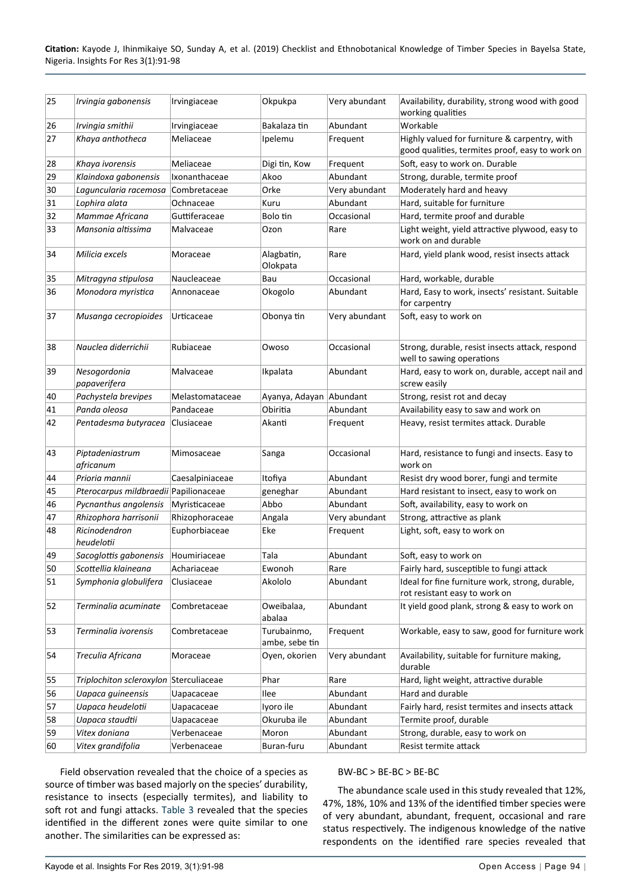| 25 | *Irvingia gabonensis* | Irvingiaceae | Okpukpa | Very abundant | Availability, durability, strong wood with good working qualities |
|---|---|---|---|---|---|
| 26 | *Irvingia smithii* | Irvingiaceae | Bakalaza tin | Abundant | Workable |
| 27 | *Khaya anthotheca* | Meliaceae | Ipelemu | Frequent | Highly valued for furniture & carpentry, with good qualities, termites proof, easy to work on |
| 28 | *Khaya ivorensis* | Meliaceae | Digi tin, Kow | Frequent | Soft, easy to work on. Durable |
| 29 | *Klaindoxa gabonensis* | Ixonanthaceae | Akoo | Abundant | Strong, durable, termite proof |
| 30 | *Laguncularia racemosa* | Combretaceae | Orke | Very abundant | Moderately hard and heavy |
| 31 | *Lophira alata* | Ochnaceae | Kuru | Abundant | Hard, suitable for furniture |
| 32 | *Mammae Africana* | Guttiferaceae | Bolo tin | Occasional | Hard, termite proof and durable |
| 33 | *Mansonia altissima* | Malvaceae | Ozon | Rare | Light weight, yield attractive plywood, easy to work on and durable |
| 34 | *Milicia excels* | Moraceae | Alagbatin, Olokpata | Rare | Hard, yield plank wood, resist insects attack |
| 35 | *Mitragyna stipulosa* | Naucleaceae | Bau | Occasional | Hard, workable, durable |
| 36 | *Monodora myristica* | Annonaceae | Okogolo | Abundant | Hard, Easy to work, insects' resistant. Suitable for carpentry |
| 37 | *Musanga cecropioides* | Urticaceae | Obonya tin | Very abundant | Soft, easy to work on |
| 38 | *Nauclea diderrichii* | Rubiaceae | Owoso | Occasional | Strong, durable, resist insects attack, respond well to sawing operations |
| 39 | *Nesogordonia papaverifera* | Malvaceae | Ikpalata | Abundant | Hard, easy to work on, durable, accept nail and screw easily |
| 40 | *Pachystela brevipes* | Melastomataceae | Ayanya, Adayan | Abundant | Strong, resist rot and decay |
| 41 | *Panda oleosa* | Pandaceae | Obiritia | Abundant | Availability easy to saw and work on |
| 42 | *Pentadesma butyracea* | Clusiaceae | Akanti | Frequent | Heavy, resist termites attack. Durable |
| 43 | *Piptadeniastrum africanum* | Mimosaceae | Sanga | Occasional | Hard, resistance to fungi and insects. Easy to work on |
| 44 | *Prioria mannii* | Caesalpiniaceae | Itofiya | Abundant | Resist dry wood borer, fungi and termite |
| 45 | *Pterocarpus mildbraedii* | Papilionaceae | geneghar | Abundant | Hard resistant to insect, easy to work on |
| 46 | *Pycnanthus angolensis* | Myristicaceae | Abbo | Abundant | Soft, availability, easy to work on |
| 47 | *Rhizophora harrisonii* | Rhizophoraceae | Angala | Very abundant | Strong, attractive as plank |
| 48 | *Ricinodendron heudelotii* | Euphorbiaceae | Eke | Frequent | Light, soft, easy to work on |
| 49 | *Sacoglottis gabonensis* | Houmiriaceae | Tala | Abundant | Soft, easy to work on |
| 50 | *Scottellia klaineana* | Achariaceae | Ewonoh | Rare | Fairly hard, susceptible to fungi attack |
| 51 | *Symphonia globulifera* | Clusiaceae | Akololo | Abundant | Ideal for fine furniture work, strong, durable, rot resistant easy to work on |
| 52 | *Terminalia acuminate* | Combretaceae | Oweibalaa, abalaa | Abundant | It yield good plank, strong & easy to work on |
| 53 | *Terminalia ivorensis* | Combretaceae | Turubainmo, ambe, sebe tin | Frequent | Workable, easy to saw, good for furniture work |
| 54 | *Treculia Africana* | Moraceae | Oyen, okorien | Very abundant | Availability, suitable for furniture making, durable |
| 55 | *Triplochiton scleroxylon* | Sterculiaceae | Phar | Rare | Hard, light weight, attractive durable |
| 56 | *Uapaca guineensis* | Uapacaceae | Ilee | Abundant | Hard and durable |
| 57 | *Uapaca heudelotii* | Uapacaceae | Iyoro ile | Abundant | Fairly hard, resist termites and insects attack |
| 58 | *Uapaca staudtii* | Uapacaceae | Okuruba ile | Abundant | Termite proof, durable |
| 59 | *Vitex doniana* | Verbenaceae | Moron | Abundant | Strong, durable, easy to work on |
| 60 | *Vitex grandifolia* | Verbenaceae | Buran-furu | Abundant | Resist termite attack |

Field observation revealed that the choice of a species as source of timber was based majorly on the species' durability, resistance to insects (especially termites), and liability to soft rot and fungi attacks. Table 3 revealed that the species identified in the different zones were quite similar to one another. The similarities can be expressed as:

BW-BC > BE-BC > BE-BC

The abundance scale used in this study revealed that 12%, 47%, 18%, 10% and 13% of the identified timber species were of very abundant, abundant, frequent, occasional and rare status respectively. The indigenous knowledge of the native respondents on the identified rare species revealed that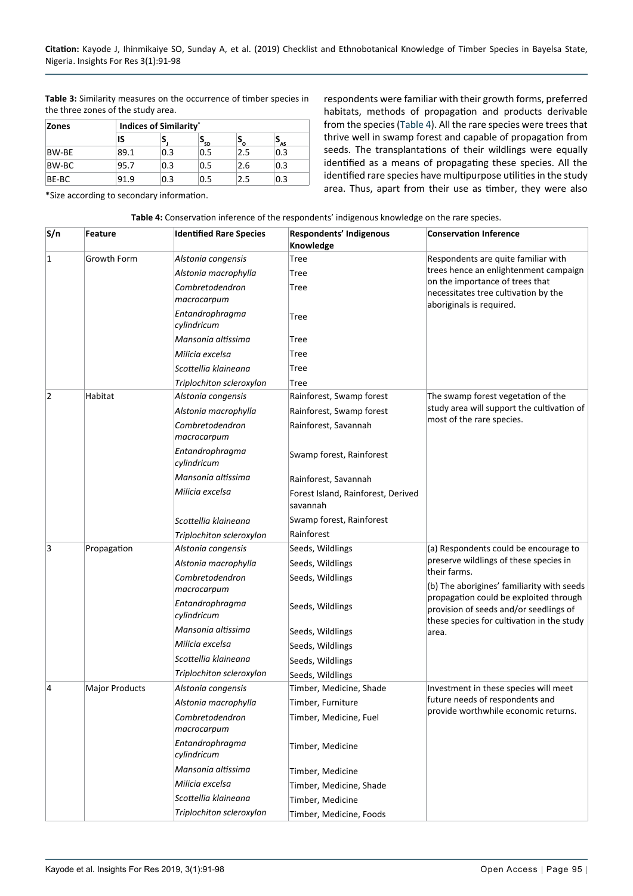**Table 3:** Similarity measures on the occurrence of timber species in the three zones of the study area.

| Zones | Indices of Similarity* | | | | |
|---|---|---|---|---|---|
| | IS | $S_J$ | $S_{SD}$ | $S_O$ | $S_{AS}$ |
| BW-BE | 89.1 | 0.3 | 0.5 | 2.5 | 0.3 |
| BW-BC | 95.7 | 0.3 | 0.5 | 2.6 | 0.3 |
| BE-BC | 91.9 | 0.3 | 0.5 | 2.5 | 0.3 |

*Size according to secondary information.

respondents were familiar with their growth forms, preferred habitats, methods of propagation and products derivable from the species (Table 4). All the rare species were trees that thrive well in swamp forest and capable of propagation from seeds. The transplantations of their wildlings were equally identified as a means of propagating these species. All the identified rare species have multipurpose utilities in the study area. Thus, apart from their use as timber, they were also

**Table 4:** Conservation inference of the respondents' indigenous knowledge on the rare species.

| S/n | Feature | Identified Rare Species | Respondents' Indigenous Knowledge | Conservation Inference |
|---|---|---|---|---|
| 1 | Growth Form | *Alstonia congensis* | Tree | Respondents are quite familiar with trees hence an enlightenment campaign on the importance of trees that necessitates tree cultivation by the aboriginals is required. |
| | | *Alstonia macrophylla* | Tree | |
| | | *Combretodendron macrocarpum* | Tree | |
| | | *Entandrophragma cylindricum* | Tree | |
| | | *Mansonia altissima* | Tree | |
| | | *Milicia excelsa* | Tree | |
| | | *Scottellia klaineana* | Tree | |
| | | *Triplochiton scleroxylon* | Tree | |
| 2 | Habitat | *Alstonia congensis* | Rainforest, Swamp forest | The swamp forest vegetation of the study area will support the cultivation of most of the rare species. |
| | | *Alstonia macrophylla* | Rainforest, Swamp forest | |
| | | *Combretodendron macrocarpum* | Rainforest, Savannah | |
| | | *Entandrophragma cylindricum* | Swamp forest, Rainforest | |
| | | *Mansonia altissima* | Rainforest, Savannah | |
| | | *Milicia excelsa* | Forest Island, Rainforest, Derived savannah | |
| | | *Scottellia klaineana* | Swamp forest, Rainforest | |
| | | *Triplochiton scleroxylon* | Rainforest | |
| 3 | Propagation | *Alstonia congensis* | Seeds, Wildlings | (a) Respondents could be encourage to preserve wildlings of these species in their farms. (b) The aborigines' familiarity with seeds propagation could be exploited through provision of seeds and/or seedlings of these species for cultivation in the study area. |
| | | *Alstonia macrophylla* | Seeds, Wildlings | |
| | | *Combretodendron macrocarpum* | Seeds, Wildlings | |
| | | *Entandrophragma cylindricum* | Seeds, Wildlings | |
| | | *Mansonia altissima* | Seeds, Wildlings | |
| | | *Milicia excelsa* | Seeds, Wildlings | |
| | | *Scottellia klaineana* | Seeds, Wildlings | |
| | | *Triplochiton scleroxylon* | Seeds, Wildlings | |
| 4 | Major Products | *Alstonia congensis* | Timber, Medicine, Shade | Investment in these species will meet future needs of respondents and provide worthwhile economic returns. |
| | | *Alstonia macrophylla* | Timber, Furniture | |
| | | *Combretodendron macrocarpum* | Timber, Medicine, Fuel | |
| | | *Entandrophragma cylindricum* | Timber, Medicine | |
| | | *Mansonia altissima* | Timber, Medicine | |
| | | *Milicia excelsa* | Timber, Medicine, Shade | |
| | | *Scottellia klaineana* | Timber, Medicine | |
| | | *Triplochiton scleroxylon* | Timber, Medicine, Foods | |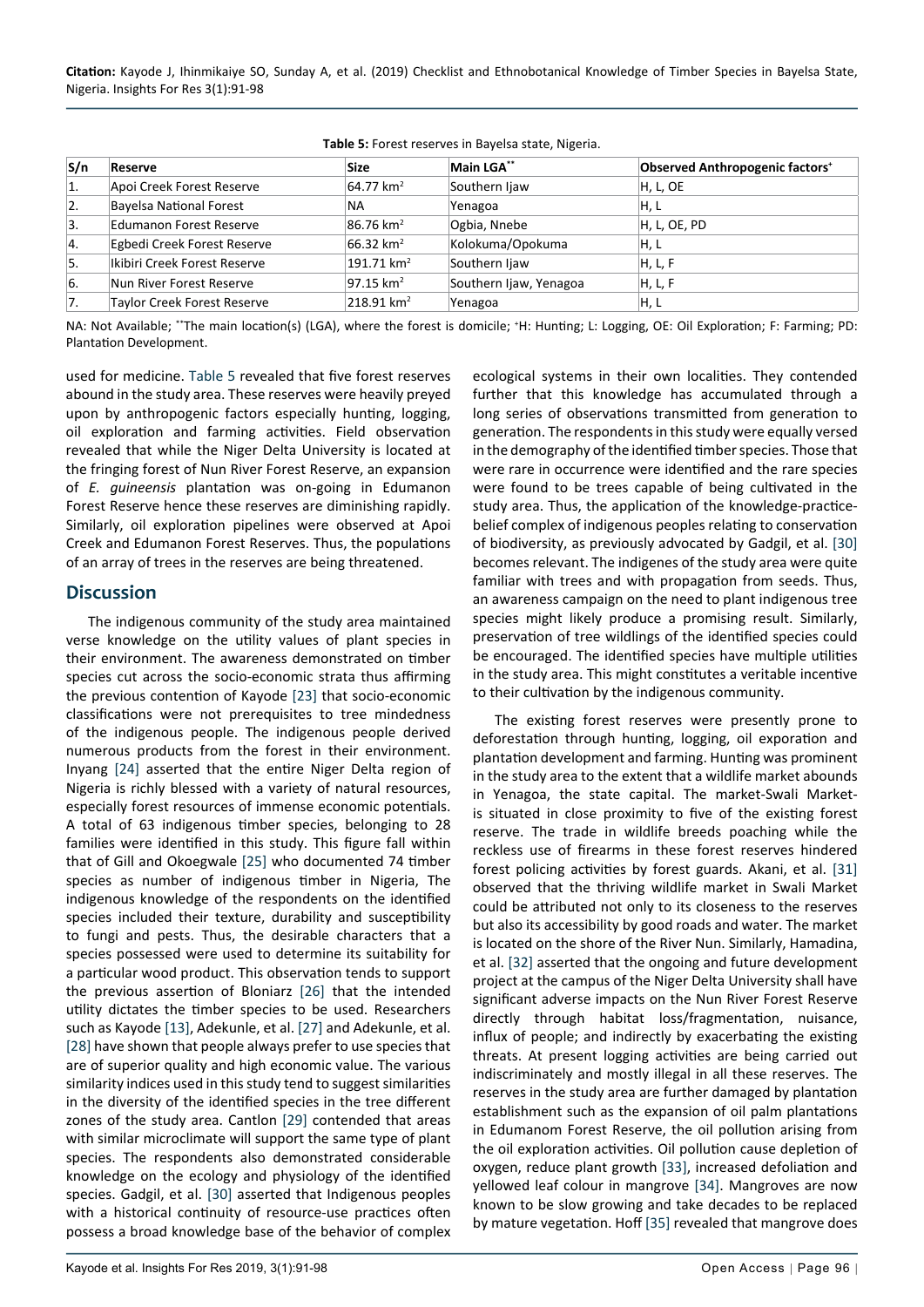**Table 5:** Forest reserves in Bayelsa state, Nigeria.

| S/n | Reserve | Size | Main LGA** | Observed Anthropogenic factors+ |
|---|---|---|---|---|
| 1. | Apoi Creek Forest Reserve | 64.77 km$^2$ | Southern Ijaw | H, L, OE |
| 2. | Bayelsa National Forest | NA | Yenagoa | H, L |
| 3. | Edumanon Forest Reserve | 86.76 km$^2$ | Ogbia, Nnebe | H, L, OE, PD |
| 4. | Egbedi Creek Forest Reserve | 66.32 km$^2$ | Kolokuma/Opokuma | H, L |
| 5. | Ikibiri Creek Forest Reserve | 191.71 km$^2$ | Southern Ijaw | H, L, F |
| 6. | Nun River Forest Reserve | 97.15 km$^2$ | Southern Ijaw, Yenagoa | H, L, F |
| 7. | Taylor Creek Forest Reserve | 218.91 km$^2$ | Yenagoa | H, L |

NA: Not Available; **The main location(s) (LGA), where the forest is domicile; +H: Hunting; L: Logging, OE: Oil Exploration; F: Farming; PD: Plantation Development.

used for medicine. Table 5 revealed that five forest reserves abound in the study area. These reserves were heavily preyed upon by anthropogenic factors especially hunting, logging, oil exploration and farming activities. Field observation revealed that while the Niger Delta University is located at the fringing forest of Nun River Forest Reserve, an expansion of *E. guineensis* plantation was on-going in Edumanon Forest Reserve hence these reserves are diminishing rapidly. Similarly, oil exploration pipelines were observed at Apoi Creek and Edumanon Forest Reserves. Thus, the populations of an array of trees in the reserves are being threatened.

## Discussion

The indigenous community of the study area maintained verse knowledge on the utility values of plant species in their environment. The awareness demonstrated on timber species cut across the socio-economic strata thus affirming the previous contention of Kayode [23] that socio-economic classifications were not prerequisites to tree mindedness of the indigenous people. The indigenous people derived numerous products from the forest in their environment. Inyang [24] asserted that the entire Niger Delta region of Nigeria is richly blessed with a variety of natural resources, especially forest resources of immense economic potentials. A total of 63 indigenous timber species, belonging to 28 families were identified in this study. This figure fall within that of Gill and Okoegwale [25] who documented 74 timber species as number of indigenous timber in Nigeria, The indigenous knowledge of the respondents on the identified species included their texture, durability and susceptibility to fungi and pests. Thus, the desirable characters that a species possessed were used to determine its suitability for a particular wood product. This observation tends to support the previous assertion of Bloniarz [26] that the intended utility dictates the timber species to be used. Researchers such as Kayode [13], Adekunle, et al. [27] and Adekunle, et al. [28] have shown that people always prefer to use species that are of superior quality and high economic value. The various similarity indices used in this study tend to suggest similarities in the diversity of the identified species in the tree different zones of the study area. Cantlon [29] contended that areas with similar microclimate will support the same type of plant species. The respondents also demonstrated considerable knowledge on the ecology and physiology of the identified species. Gadgil, et al. [30] asserted that Indigenous peoples with a historical continuity of resource-use practices often possess a broad knowledge base of the behavior of complex ecological systems in their own localities. They contended further that this knowledge has accumulated through a long series of observations transmitted from generation to generation. The respondents in this study were equally versed in the demography of the identified timber species. Those that were rare in occurrence were identified and the rare species were found to be trees capable of being cultivated in the study area. Thus, the application of the knowledge-practice-belief complex of indigenous peoples relating to conservation of biodiversity, as previously advocated by Gadgil, et al. [30] becomes relevant. The indigenes of the study area were quite familiar with trees and with propagation from seeds. Thus, an awareness campaign on the need to plant indigenous tree species might likely produce a promising result. Similarly, preservation of tree wildlings of the identified species could be encouraged. The identified species have multiple utilities in the study area. This might constitutes a veritable incentive to their cultivation by the indigenous community.

The existing forest reserves were presently prone to deforestation through hunting, logging, oil exporation and plantation development and farming. Hunting was prominent in the study area to the extent that a wildlife market abounds in Yenagoa, the state capital. The market-Swali Market-is situated in close proximity to five of the existing forest reserve. The trade in wildlife breeds poaching while the reckless use of firearms in these forest reserves hindered forest policing activities by forest guards. Akani, et al. [31] observed that the thriving wildlife market in Swali Market could be attributed not only to its closeness to the reserves but also its accessibility by good roads and water. The market is located on the shore of the River Nun. Similarly, Hamadina, et al. [32] asserted that the ongoing and future development project at the campus of the Niger Delta University shall have significant adverse impacts on the Nun River Forest Reserve directly through habitat loss/fragmentation, nuisance, influx of people; and indirectly by exacerbating the existing threats. At present logging activities are being carried out indiscriminately and mostly illegal in all these reserves. The reserves in the study area are further damaged by plantation establishment such as the expansion of oil palm plantations in Edumanom Forest Reserve, the oil pollution arising from the oil exploration activities. Oil pollution cause depletion of oxygen, reduce plant growth [33], increased defoliation and yellowed leaf colour in mangrove [34]. Mangroves are now known to be slow growing and take decades to be replaced by mature vegetation. Hoff [35] revealed that mangrove does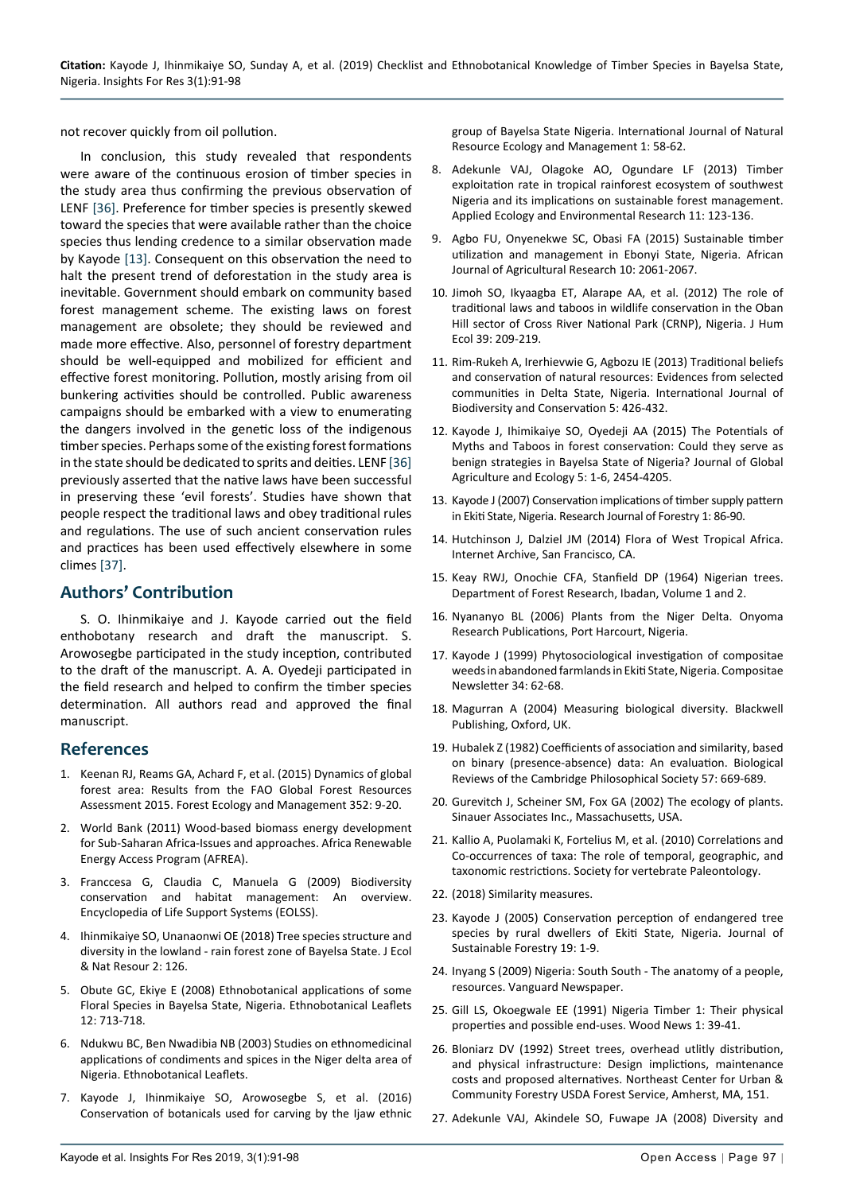not recover quickly from oil pollution.

In conclusion, this study revealed that respondents were aware of the continuous erosion of timber species in the study area thus confirming the previous observation of LENF [36]. Preference for timber species is presently skewed toward the species that were available rather than the choice species thus lending credence to a similar observation made by Kayode [13]. Consequent on this observation the need to halt the present trend of deforestation in the study area is inevitable. Government should embark on community based forest management scheme. The existing laws on forest management are obsolete; they should be reviewed and made more effective. Also, personnel of forestry department should be well-equipped and mobilized for efficient and effective forest monitoring. Pollution, mostly arising from oil bunkering activities should be controlled. Public awareness campaigns should be embarked with a view to enumerating the dangers involved in the genetic loss of the indigenous timber species. Perhaps some of the existing forest formations in the state should be dedicated to sprits and deities. LENF [36] previously asserted that the native laws have been successful in preserving these 'evil forests'. Studies have shown that people respect the traditional laws and obey traditional rules and regulations. The use of such ancient conservation rules and practices has been used effectively elsewhere in some climes [37].

## Authors' Contribution

S. O. Ihinmikaiye and J. Kayode carried out the field enthobotany research and draft the manuscript. S. Arowosegbe participated in the study inception, contributed to the draft of the manuscript. A. A. Oyedeji participated in the field research and helped to confirm the timber species determination. All authors read and approved the final manuscript.

## References

1. Keenan RJ, Reams GA, Achard F, et al. (2015) Dynamics of global forest area: Results from the FAO Global Forest Resources Assessment 2015. Forest Ecology and Management 352: 9-20.
2. World Bank (2011) Wood-based biomass energy development for Sub-Saharan Africa-Issues and approaches. Africa Renewable Energy Access Program (AFREA).
3. Franccesa G, Claudia C, Manuela G (2009) Biodiversity conservation and habitat management: An overview. Encyclopedia of Life Support Systems (EOLSS).
4. Ihinmikaiye SO, Unanaonwi OE (2018) Tree species structure and diversity in the lowland - rain forest zone of Bayelsa State. J Ecol & Nat Resour 2: 126.
5. Obute GC, Ekiye E (2008) Ethnobotanical applications of some Floral Species in Bayelsa State, Nigeria. Ethnobotanical Leaflets 12: 713-718.
6. Ndukwu BC, Ben Nwadibia NB (2003) Studies on ethnomedicinal applications of condiments and spices in the Niger delta area of Nigeria. Ethnobotanical Leaflets.
7. Kayode J, Ihinmikaiye SO, Arowosegbe S, et al. (2016) Conservation of botanicals used for carving by the Ijaw ethnic group of Bayelsa State Nigeria. International Journal of Natural Resource Ecology and Management 1: 58-62.
8. Adekunle VAJ, Olagoke AO, Ogundare LF (2013) Timber exploitation rate in tropical rainforest ecosystem of southwest Nigeria and its implications on sustainable forest management. Applied Ecology and Environmental Research 11: 123-136.
9. Agbo FU, Onyenekwe SC, Obasi FA (2015) Sustainable timber utilization and management in Ebonyi State, Nigeria. African Journal of Agricultural Research 10: 2061-2067.
10. Jimoh SO, Ikyaagba ET, Alarape AA, et al. (2012) The role of traditional laws and taboos in wildlife conservation in the Oban Hill sector of Cross River National Park (CRNP), Nigeria. J Hum Ecol 39: 209-219.
11. Rim-Rukeh A, Irerhievwie G, Agbozu IE (2013) Traditional beliefs and conservation of natural resources: Evidences from selected communities in Delta State, Nigeria. International Journal of Biodiversity and Conservation 5: 426-432.
12. Kayode J, Ihimikaiye SO, Oyedeji AA (2015) The Potentials of Myths and Taboos in forest conservation: Could they serve as benign strategies in Bayelsa State of Nigeria? Journal of Global Agriculture and Ecology 5: 1-6, 2454-4205.
13. Kayode J (2007) Conservation implications of timber supply pattern in Ekiti State, Nigeria. Research Journal of Forestry 1: 86-90.
14. Hutchinson J, Dalziel JM (2014) Flora of West Tropical Africa. Internet Archive, San Francisco, CA.
15. Keay RWJ, Onochie CFA, Stanfield DP (1964) Nigerian trees. Department of Forest Research, Ibadan, Volume 1 and 2.
16. Nyananyo BL (2006) Plants from the Niger Delta. Onyoma Research Publications, Port Harcourt, Nigeria.
17. Kayode J (1999) Phytosociological investigation of compositae weeds in abandoned farmlands in Ekiti State, Nigeria. Compositae Newsletter 34: 62-68.
18. Magurran A (2004) Measuring biological diversity. Blackwell Publishing, Oxford, UK.
19. Hubalek Z (1982) Coefficients of association and similarity, based on binary (presence-absence) data: An evaluation. Biological Reviews of the Cambridge Philosophical Society 57: 669-689.
20. Gurevitch J, Scheiner SM, Fox GA (2002) The ecology of plants. Sinauer Associates Inc., Massachusetts, USA.
21. Kallio A, Puolamaki K, Fortelius M, et al. (2010) Correlations and Co-occurrences of taxa: The role of temporal, geographic, and taxonomic restrictions. Society for vertebrate Paleontology.
22. (2018) Similarity measures.
23. Kayode J (2005) Conservation perception of endangered tree species by rural dwellers of Ekiti State, Nigeria. Journal of Sustainable Forestry 19: 1-9.
24. Inyang S (2009) Nigeria: South South - The anatomy of a people, resources. Vanguard Newspaper.
25. Gill LS, Okoegwale EE (1991) Nigeria Timber 1: Their physical properties and possible end-uses. Wood News 1: 39-41.
26. Bloniarz DV (1992) Street trees, overhead utlity distribution, and physical infrastructure: Design implictions, maintenance costs and proposed alternatives. Northeast Center for Urban & Community Forestry USDA Forest Service, Amherst, MA, 151.
27. Adekunle VAJ, Akindele SO, Fuwape JA (2008) Diversity and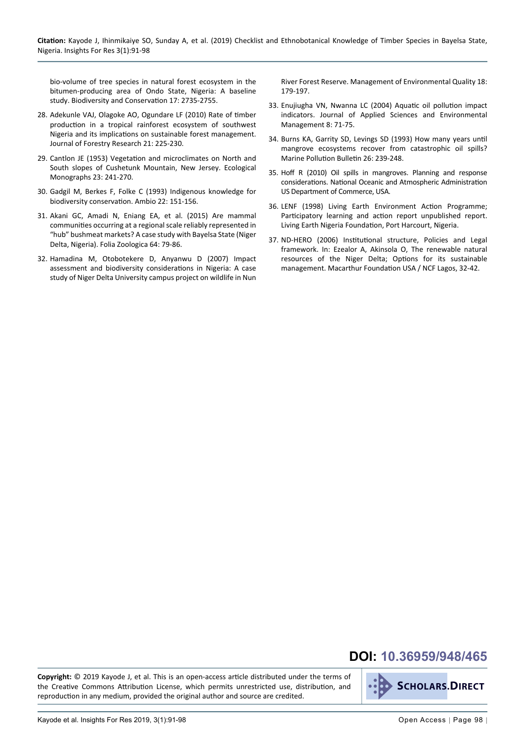bio-volume of tree species in natural forest ecosystem in the bitumen-producing area of Ondo State, Nigeria: A baseline study. Biodiversity and Conservation 17: 2735-2755.

28. Adekunle VAJ, Olagoke AO, Ogundare LF (2010) Rate of timber production in a tropical rainforest ecosystem of southwest Nigeria and its implications on sustainable forest management. Journal of Forestry Research 21: 225-230.
29. Cantlon JE (1953) Vegetation and microclimates on North and South slopes of Cushetunk Mountain, New Jersey. Ecological Monographs 23: 241-270.
30. Gadgil M, Berkes F, Folke C (1993) Indigenous knowledge for biodiversity conservation. Ambio 22: 151-156.
31. Akani GC, Amadi N, Eniang EA, et al. (2015) Are mammal communities occurring at a regional scale reliably represented in "hub" bushmeat markets? A case study with Bayelsa State (Niger Delta, Nigeria). Folia Zoologica 64: 79-86.
32. Hamadina M, Otobotekere D, Anyanwu D (2007) Impact assessment and biodiversity considerations in Nigeria: A case study of Niger Delta University campus project on wildlife in Nun River Forest Reserve. Management of Environmental Quality 18: 179-197.
33. Enujiugha VN, Nwanna LC (2004) Aquatic oil pollution impact indicators. Journal of Applied Sciences and Environmental Management 8: 71-75.
34. Burns KA, Garrity SD, Levings SD (1993) How many years until mangrove ecosystems recover from catastrophic oil spills? Marine Pollution Bulletin 26: 239-248.
35. Hoff R (2010) Oil spills in mangroves. Planning and response considerations. National Oceanic and Atmospheric Administration US Department of Commerce, USA.
36. LENF (1998) Living Earth Environment Action Programme; Participatory learning and action report unpublished report. Living Earth Nigeria Foundation, Port Harcourt, Nigeria.
37. ND-HERO (2006) Institutional structure, Policies and Legal framework. In: Ezealor A, Akinsola O, The renewable natural resources of the Niger Delta; Options for its sustainable management. Macarthur Foundation USA / NCF Lagos, 32-42.

**DOI: 10.36959/948/465**

**Copyright:** © 2019 Kayode J, et al. This is an open-access article distributed under the terms of the Creative Commons Attribution License, which permits unrestricted use, distribution, and reproduction in any medium, provided the original author and source are credited.